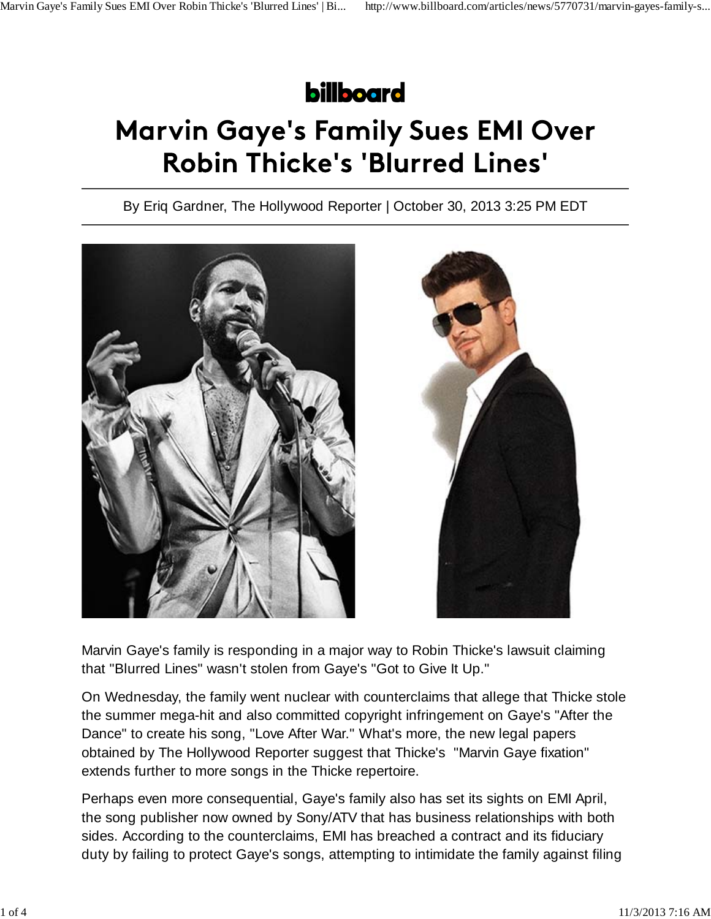billboard

# Marvin Gaye's Family Sues EMI Over Robin Thicke's 'Blurred Lines'

By Eriq Gardner, The Hollywood Reporter | October 30, 2013 3:25 PM EDT

Marvin Gaye's family is responding in a major way to Robin Thicke's lawsuit claiming that "Blurred Lines" wasn't stolen from Gaye's "Got to Give It Up."

On Wednesday, the family went nuclear with counterclaims that allege that Thicke stole the summer mega-hit and also committed copyright infringement on Gaye's "After the Dance" to create his song, "Love After War." What's more, the new legal papers obtained by The Hollywood Reporter suggest that Thicke's "Marvin Gaye fixation" extends further to more songs in the Thicke repertoire.

Perhaps even more consequential, Gaye's family also has set its sights on EMI April, the song publisher now owned by Sony/ATV that has business relationships with both sides. According to the counterclaims, EMI has breached a contract and its fiduciary duty by failing to protect Gaye's songs, attempting to intimidate the family against filing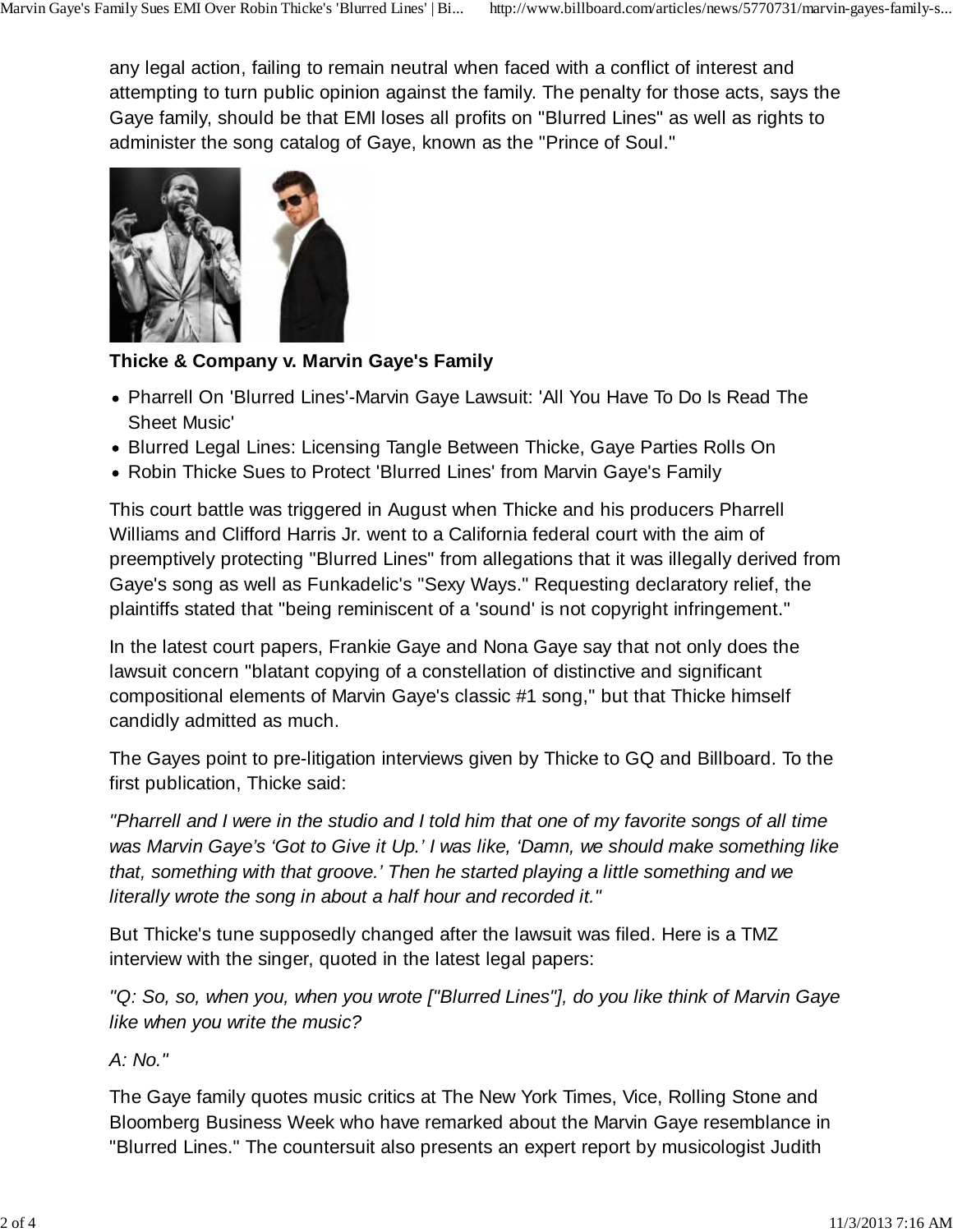any legal action, failing to remain neutral when faced with a conflict of interest and attempting to turn public opinion against the family. The penalty for those acts, says the Gaye family, should be that EMI loses all profits on "Blurred Lines" as well as rights to administer the song catalog of Gaye, known as the "Prince of Soul."

**Thicke & Company v. Marvin Gaye's Family**

- Pharrell On 'Blurred Lines'-Marvin Gaye Lawsuit: 'All You Have To Do Is Read The Sheet Music'
- Blurred Legal Lines: Licensing Tangle Between Thicke, Gaye Parties Rolls On
- Robin Thicke Sues to Protect 'Blurred Lines' from Marvin Gaye's Family

This court battle was triggered in August when Thicke and his producers Pharrell Williams and Clifford Harris Jr. went to a California federal court with the aim of preemptively protecting "Blurred Lines" from allegations that it was illegally derived from Gaye's song as well as Funkadelic's "Sexy Ways." Requesting declaratory relief, the plaintiffs stated that "being reminiscent of a 'sound' is not copyright infringement."

In the latest court papers, Frankie Gaye and Nona Gaye say that not only does the lawsuit concern "blatant copying of a constellation of distinctive and significant compositional elements of Marvin Gaye's classic #1 song," but that Thicke himself candidly admitted as much.

The Gayes point to pre-litigation interviews given by Thicke to GQ and Billboard. To the first publication, Thicke said:

*"Pharrell and I were in the studio and I told him that one of my favorite songs of all time was Marvin Gaye's 'Got to Give it Up.' I was like, 'Damn, we should make something like that, something with that groove.' Then he started playing a little something and we literally wrote the song in about a half hour and recorded it."*

But Thicke's tune supposedly changed after the lawsuit was filed. Here is a TMZ interview with the singer, quoted in the latest legal papers:

*"Q: So, so, when you, when you wrote ["Blurred Lines"], do you like think of Marvin Gaye like when you write the music?*

*A: No."*

The Gaye family quotes music critics at The New York Times, Vice, Rolling Stone and Bloomberg Business Week who have remarked about the Marvin Gaye resemblance in "Blurred Lines." The countersuit also presents an expert report by musicologist Judith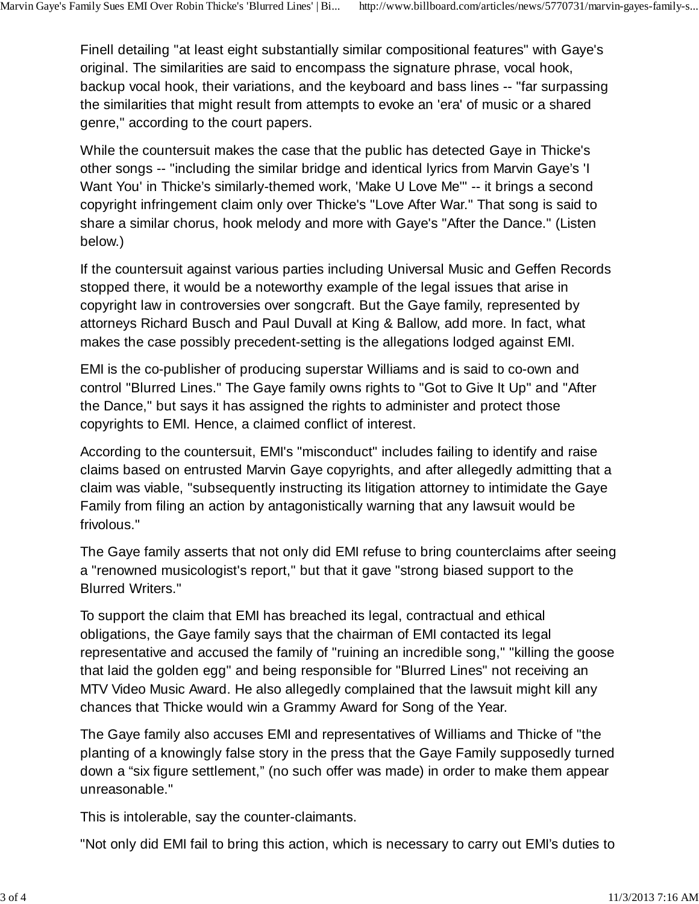Finell detailing "at least eight substantially similar compositional features" with Gaye's original. The similarities are said to encompass the signature phrase, vocal hook, backup vocal hook, their variations, and the keyboard and bass lines -- "far surpassing the similarities that might result from attempts to evoke an 'era' of music or a shared genre," according to the court papers.

While the countersuit makes the case that the public has detected Gaye in Thicke's other songs -- "including the similar bridge and identical lyrics from Marvin Gaye's 'I Want You' in Thicke's similarly-themed work, 'Make U Love Me'" -- it brings a second copyright infringement claim only over Thicke's "Love After War." That song is said to share a similar chorus, hook melody and more with Gaye's "After the Dance." (Listen below.)

If the countersuit against various parties including Universal Music and Geffen Records stopped there, it would be a noteworthy example of the legal issues that arise in copyright law in controversies over songcraft. But the Gaye family, represented by attorneys Richard Busch and Paul Duvall at King & Ballow, add more. In fact, what makes the case possibly precedent-setting is the allegations lodged against EMI.

EMI is the co-publisher of producing superstar Williams and is said to co-own and control "Blurred Lines." The Gaye family owns rights to "Got to Give It Up" and "After the Dance," but says it has assigned the rights to administer and protect those copyrights to EMI. Hence, a claimed conflict of interest.

According to the countersuit, EMI's "misconduct" includes failing to identify and raise claims based on entrusted Marvin Gaye copyrights, and after allegedly admitting that a claim was viable, "subsequently instructing its litigation attorney to intimidate the Gaye Family from filing an action by antagonistically warning that any lawsuit would be frivolous."

The Gaye family asserts that not only did EMI refuse to bring counterclaims after seeing a "renowned musicologist's report," but that it gave "strong biased support to the Blurred Writers."

To support the claim that EMI has breached its legal, contractual and ethical obligations, the Gaye family says that the chairman of EMI contacted its legal representative and accused the family of "ruining an incredible song," "killing the goose that laid the golden egg" and being responsible for "Blurred Lines" not receiving an MTV Video Music Award. He also allegedly complained that the lawsuit might kill any chances that Thicke would win a Grammy Award for Song of the Year.

The Gaye family also accuses EMI and representatives of Williams and Thicke of "the planting of a knowingly false story in the press that the Gaye Family supposedly turned down a "six figure settlement," (no such offer was made) in order to make them appear unreasonable."

This is intolerable, say the counter-claimants.

"Not only did EMI fail to bring this action, which is necessary to carry out EMI's duties to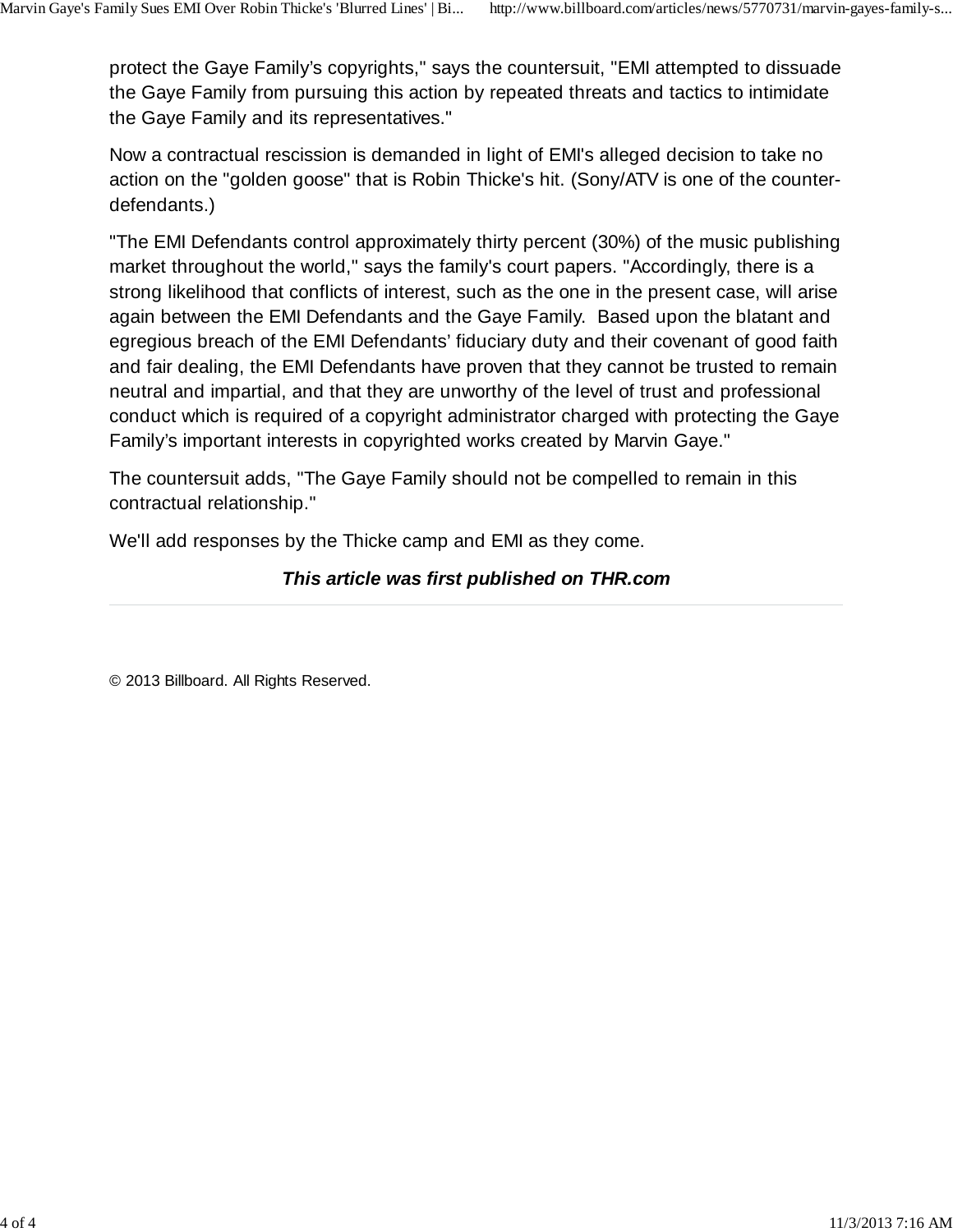protect the Gaye Family's copyrights," says the countersuit, "EMI attempted to dissuade the Gaye Family from pursuing this action by repeated threats and tactics to intimidate the Gaye Family and its representatives."

Now a contractual rescission is demanded in light of EMI's alleged decision to take no action on the "golden goose" that is Robin Thicke's hit. (Sony/ATV is one of the counter-defendants.)

"The EMI Defendants control approximately thirty percent (30%) of the music publishing market throughout the world," says the family's court papers. "Accordingly, there is a strong likelihood that conflicts of interest, such as the one in the present case, will arise again between the EMI Defendants and the Gaye Family. Based upon the blatant and egregious breach of the EMI Defendants' fiduciary duty and their covenant of good faith and fair dealing, the EMI Defendants have proven that they cannot be trusted to remain neutral and impartial, and that they are unworthy of the level of trust and professional conduct which is required of a copyright administrator charged with protecting the Gaye Family's important interests in copyrighted works created by Marvin Gaye."

The countersuit adds, "The Gaye Family should not be compelled to remain in this contractual relationship."

We'll add responses by the Thicke camp and EMI as they come.

***This article was first published on THR.com***

---

© 2013 Billboard. All Rights Reserved.